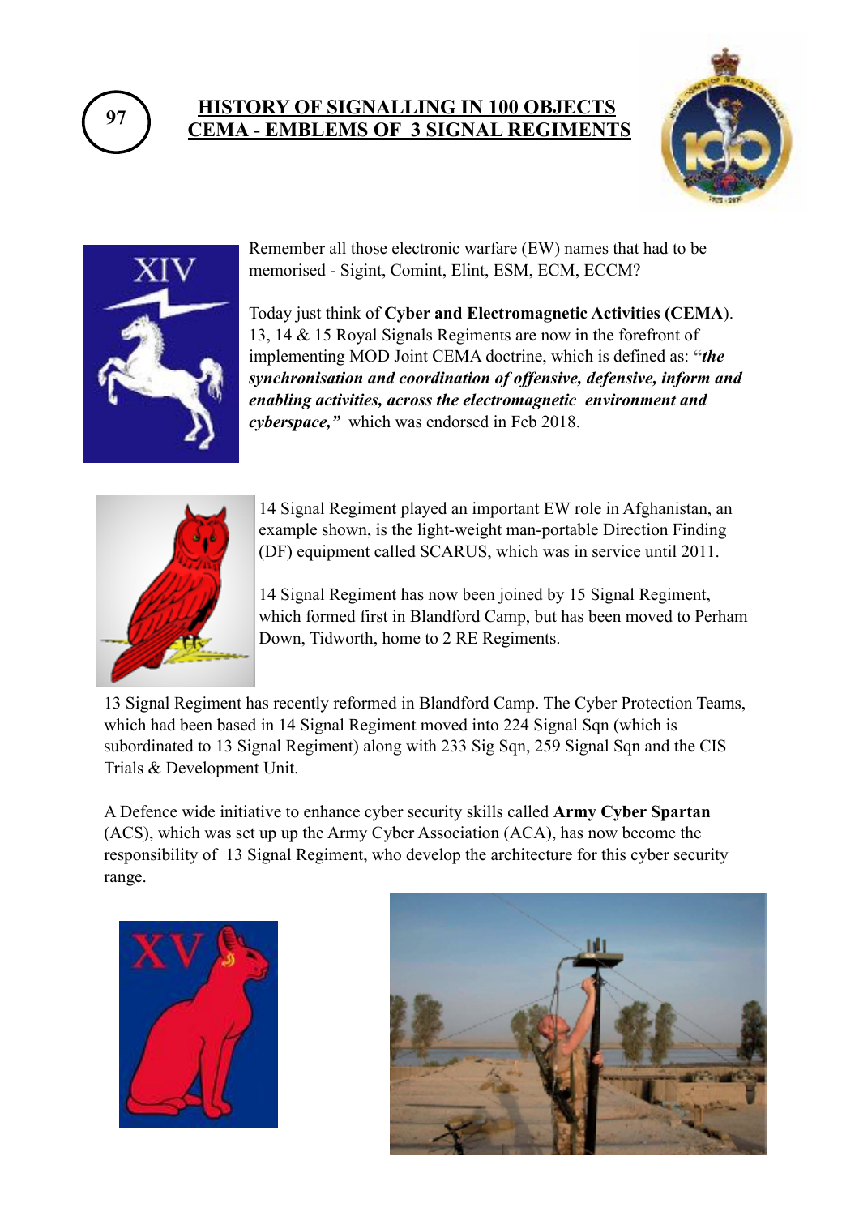97

# HISTORY OF SIGNALLING IN 100 OBJECTS
# CEMA - EMBLEMS OF 3 SIGNAL REGIMENTS

Remember all those electronic warfare (EW) names that had to be memorised - Sigint, Comint, Elint, ESM, ECM, ECCM?

Today just think of **Cyber and Electromagnetic Activities (CEMA)**. 13, 14 & 15 Royal Signals Regiments are now in the forefront of implementing MOD Joint CEMA doctrine, which is defined as: "***the synchronisation and coordination of offensive, defensive, inform and enabling activities, across the electromagnetic environment and cyberspace,"*** which was endorsed in Feb 2018.

14 Signal Regiment played an important EW role in Afghanistan, an example shown, is the light-weight man-portable Direction Finding (DF) equipment called SCARUS, which was in service until 2011.

14 Signal Regiment has now been joined by 15 Signal Regiment, which formed first in Blandford Camp, but has been moved to Perham Down, Tidworth, home to 2 RE Regiments.

13 Signal Regiment has recently reformed in Blandford Camp. The Cyber Protection Teams, which had been based in 14 Signal Regiment moved into 224 Signal Sqn (which is subordinated to 13 Signal Regiment) along with 233 Sig Sqn, 259 Signal Sqn and the CIS Trials & Development Unit.

A Defence wide initiative to enhance cyber security skills called **Army Cyber Spartan** (ACS), which was set up up the Army Cyber Association (ACA), has now become the responsibility of 13 Signal Regiment, who develop the architecture for this cyber security range.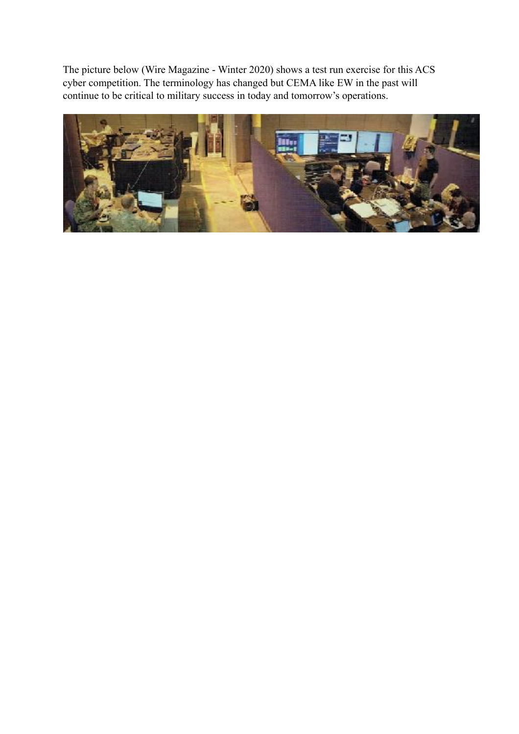The picture below (Wire Magazine - Winter 2020) shows a test run exercise for this ACS cyber competition. The terminology has changed but CEMA like EW in the past will continue to be critical to military success in today and tomorrow's operations.